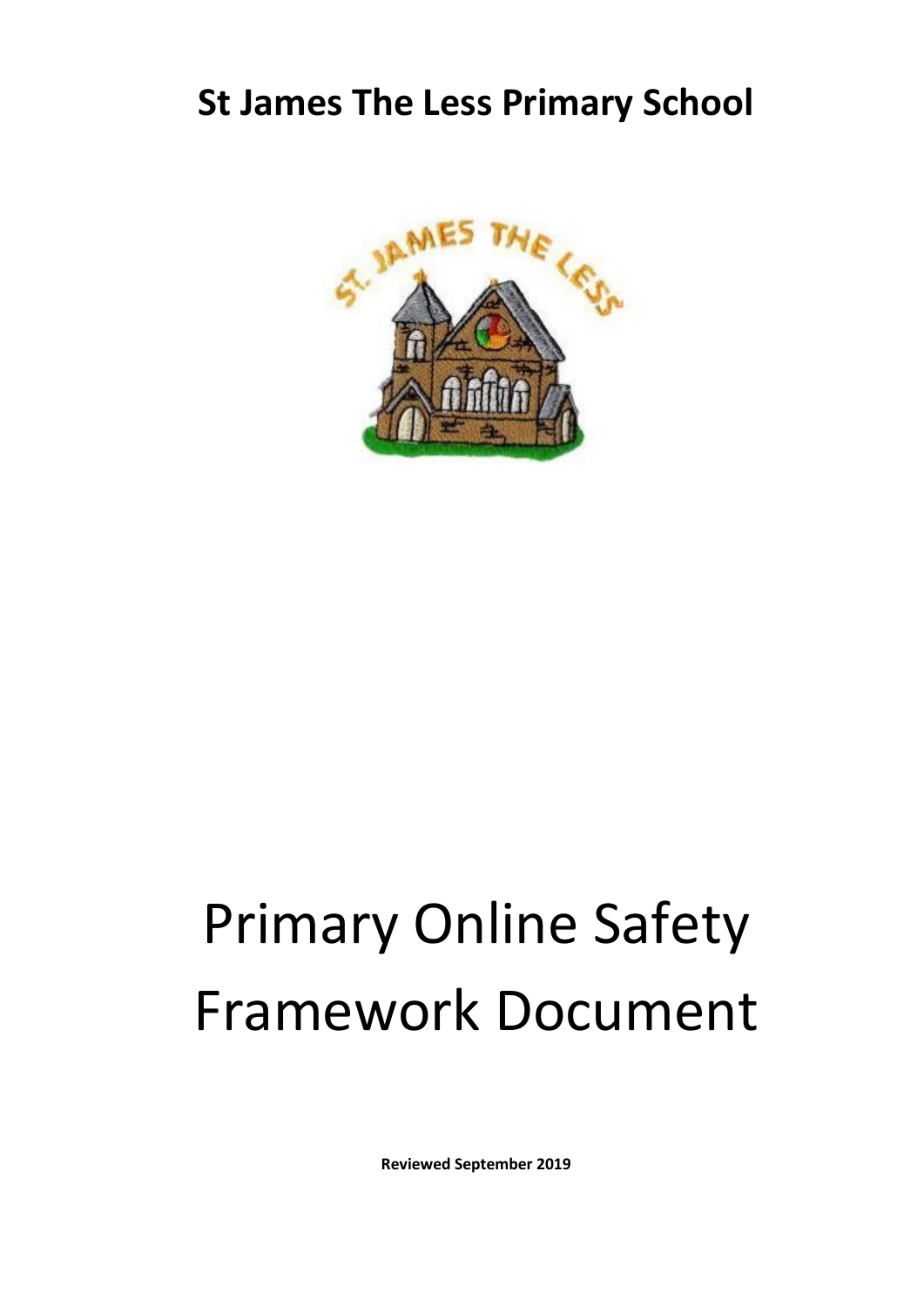# St James The Less Primary School

# Primary Online Safety Framework Document

**Reviewed September 2019**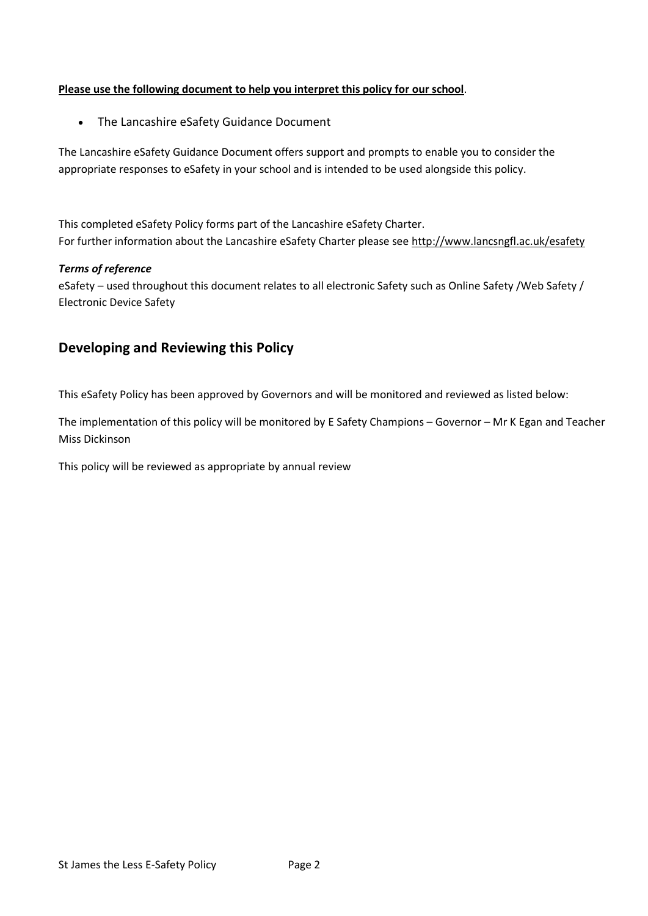**Please use the following document to help you interpret this policy for our school**.

- The Lancashire eSafety Guidance Document

The Lancashire eSafety Guidance Document offers support and prompts to enable you to consider the appropriate responses to eSafety in your school and is intended to be used alongside this policy.

This completed eSafety Policy forms part of the Lancashire eSafety Charter.
For further information about the Lancashire eSafety Charter please see http://www.lancsngfl.ac.uk/esafety

***Terms of reference***
eSafety – used throughout this document relates to all electronic Safety such as Online Safety /Web Safety / Electronic Device Safety

## Developing and Reviewing this Policy

This eSafety Policy has been approved by Governors and will be monitored and reviewed as listed below:

The implementation of this policy will be monitored by E Safety Champions – Governor – Mr K Egan and Teacher Miss Dickinson

This policy will be reviewed as appropriate by annual review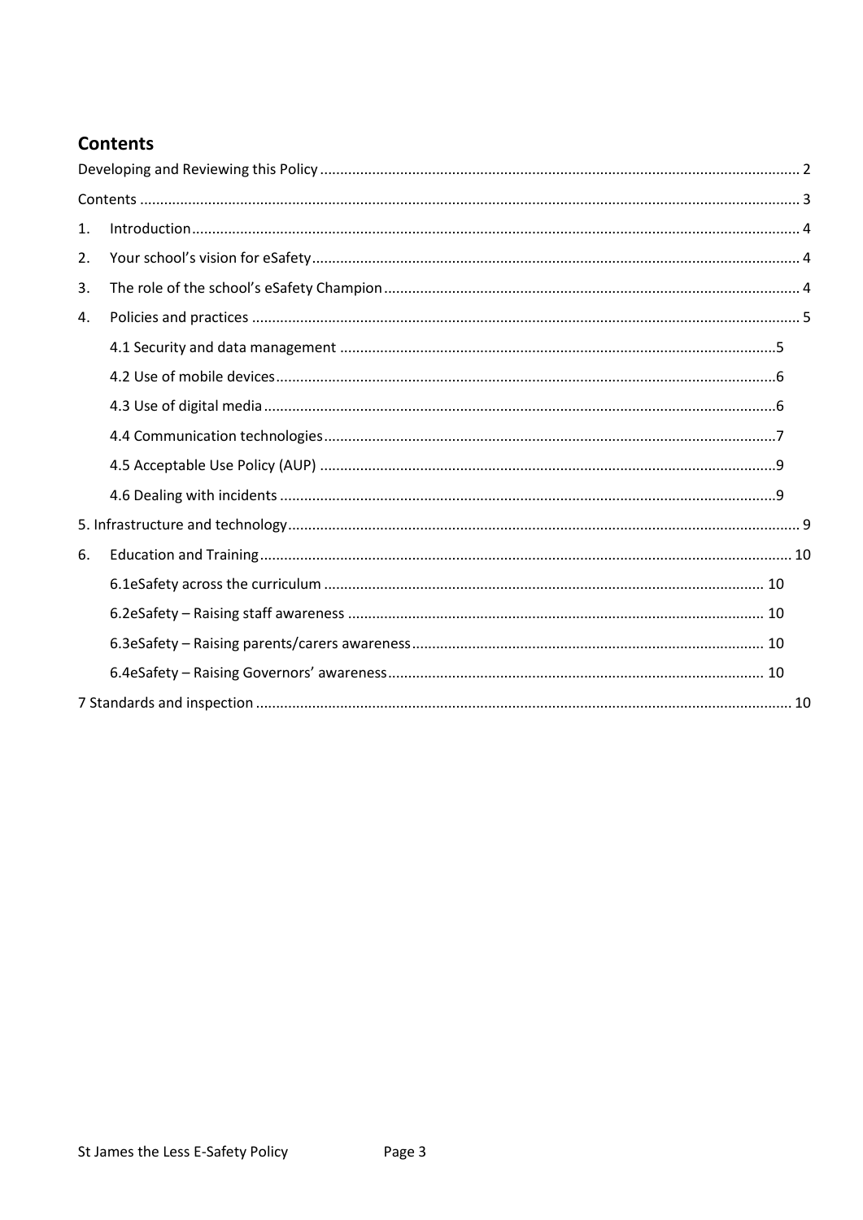## Contents

Developing and Reviewing this Policy ..... 2

Contents ..... 3

1. Introduction ..... 4
2. Your school's vision for eSafety ..... 4
3. The role of the school's eSafety Champion ..... 4
4. Policies and practices ..... 5
    - 4.1 Security and data management ..... 5
    - 4.2 Use of mobile devices ..... 6
    - 4.3 Use of digital media ..... 6
    - 4.4 Communication technologies ..... 7
    - 4.5 Acceptable Use Policy (AUP) ..... 9
    - 4.6 Dealing with incidents ..... 9

5. Infrastructure and technology ..... 9

6. Education and Training ..... 10
    - 6.1eSafety across the curriculum ..... 10
    - 6.2eSafety – Raising staff awareness ..... 10
    - 6.3eSafety – Raising parents/carers awareness ..... 10
    - 6.4eSafety – Raising Governors' awareness ..... 10

7 Standards and inspection ..... 10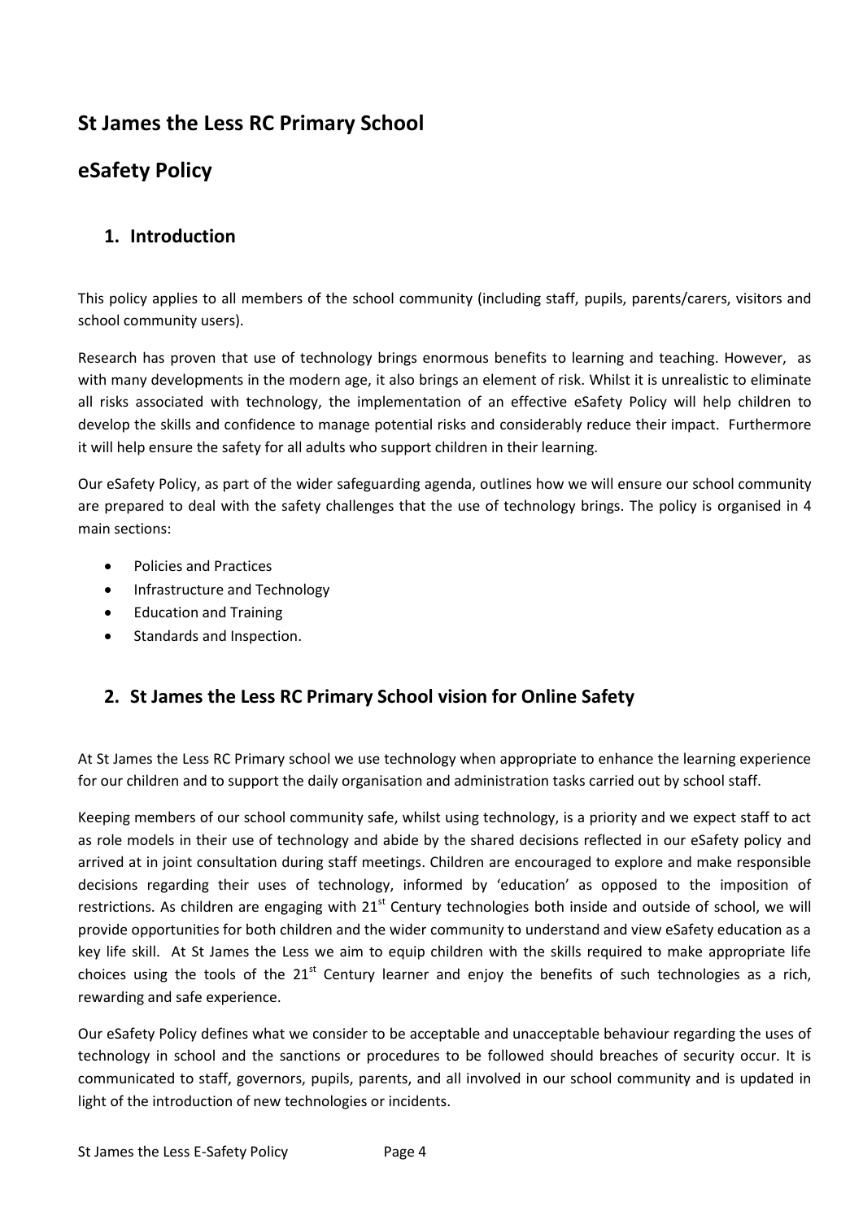## St James the Less RC Primary School

## eSafety Policy

### 1. Introduction

This policy applies to all members of the school community (including staff, pupils, parents/carers, visitors and school community users).

Research has proven that use of technology brings enormous benefits to learning and teaching. However, as with many developments in the modern age, it also brings an element of risk. Whilst it is unrealistic to eliminate all risks associated with technology, the implementation of an effective eSafety Policy will help children to develop the skills and confidence to manage potential risks and considerably reduce their impact. Furthermore it will help ensure the safety for all adults who support children in their learning.

Our eSafety Policy, as part of the wider safeguarding agenda, outlines how we will ensure our school community are prepared to deal with the safety challenges that the use of technology brings. The policy is organised in 4 main sections:

- Policies and Practices
- Infrastructure and Technology
- Education and Training
- Standards and Inspection.

### 2. St James the Less RC Primary School vision for Online Safety

At St James the Less RC Primary school we use technology when appropriate to enhance the learning experience for our children and to support the daily organisation and administration tasks carried out by school staff.

Keeping members of our school community safe, whilst using technology, is a priority and we expect staff to act as role models in their use of technology and abide by the shared decisions reflected in our eSafety policy and arrived at in joint consultation during staff meetings. Children are encouraged to explore and make responsible decisions regarding their uses of technology, informed by 'education' as opposed to the imposition of restrictions. As children are engaging with 21st Century technologies both inside and outside of school, we will provide opportunities for both children and the wider community to understand and view eSafety education as a key life skill. At St James the Less we aim to equip children with the skills required to make appropriate life choices using the tools of the 21st Century learner and enjoy the benefits of such technologies as a rich, rewarding and safe experience.

Our eSafety Policy defines what we consider to be acceptable and unacceptable behaviour regarding the uses of technology in school and the sanctions or procedures to be followed should breaches of security occur. It is communicated to staff, governors, pupils, parents, and all involved in our school community and is updated in light of the introduction of new technologies or incidents.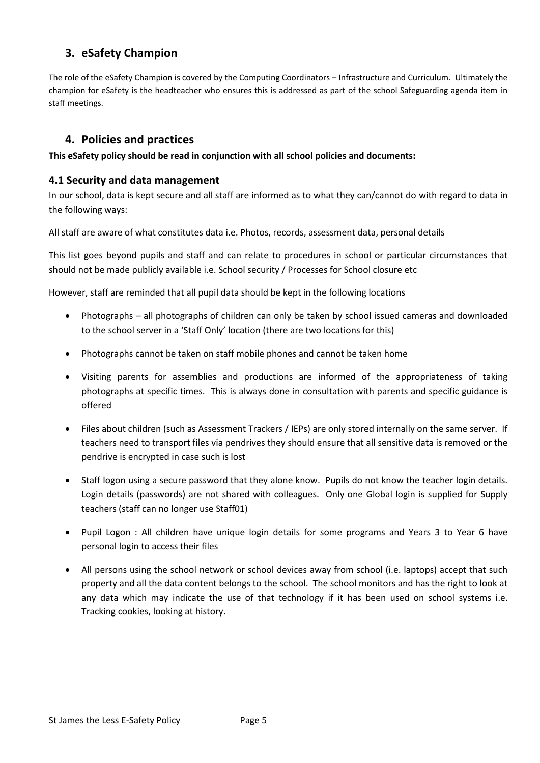## 3. eSafety Champion

The role of the eSafety Champion is covered by the Computing Coordinators – Infrastructure and Curriculum. Ultimately the champion for eSafety is the headteacher who ensures this is addressed as part of the school Safeguarding agenda item in staff meetings.

## 4. Policies and practices

**This eSafety policy should be read in conjunction with all school policies and documents:**

### 4.1 Security and data management

In our school, data is kept secure and all staff are informed as to what they can/cannot do with regard to data in the following ways:

All staff are aware of what constitutes data i.e. Photos, records, assessment data, personal details

This list goes beyond pupils and staff and can relate to procedures in school or particular circumstances that should not be made publicly available i.e. School security / Processes for School closure etc

However, staff are reminded that all pupil data should be kept in the following locations

- Photographs – all photographs of children can only be taken by school issued cameras and downloaded to the school server in a 'Staff Only' location (there are two locations for this)
- Photographs cannot be taken on staff mobile phones and cannot be taken home
- Visiting parents for assemblies and productions are informed of the appropriateness of taking photographs at specific times. This is always done in consultation with parents and specific guidance is offered
- Files about children (such as Assessment Trackers / IEPs) are only stored internally on the same server. If teachers need to transport files via pendrives they should ensure that all sensitive data is removed or the pendrive is encrypted in case such is lost
- Staff logon using a secure password that they alone know. Pupils do not know the teacher login details. Login details (passwords) are not shared with colleagues. Only one Global login is supplied for Supply teachers (staff can no longer use Staff01)
- Pupil Logon : All children have unique login details for some programs and Years 3 to Year 6 have personal login to access their files
- All persons using the school network or school devices away from school (i.e. laptops) accept that such property and all the data content belongs to the school. The school monitors and has the right to look at any data which may indicate the use of that technology if it has been used on school systems i.e. Tracking cookies, looking at history.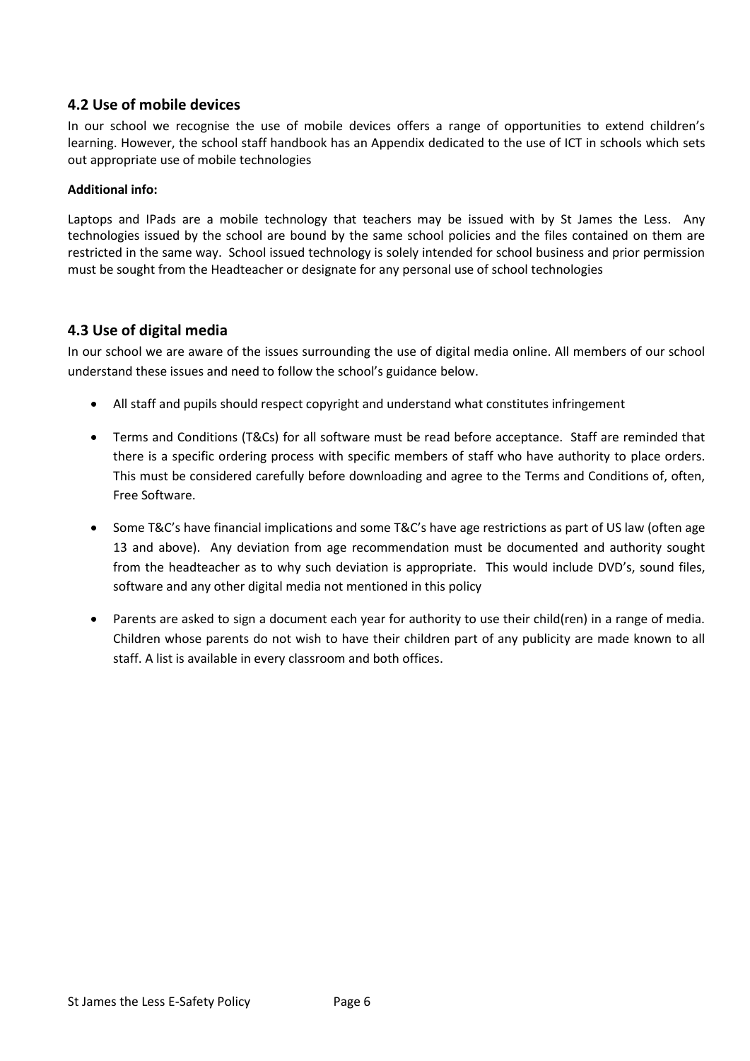## 4.2 Use of mobile devices

In our school we recognise the use of mobile devices offers a range of opportunities to extend children's learning. However, the school staff handbook has an Appendix dedicated to the use of ICT in schools which sets out appropriate use of mobile technologies

**Additional info:**

Laptops and IPads are a mobile technology that teachers may be issued with by St James the Less. Any technologies issued by the school are bound by the same school policies and the files contained on them are restricted in the same way. School issued technology is solely intended for school business and prior permission must be sought from the Headteacher or designate for any personal use of school technologies

## 4.3 Use of digital media

In our school we are aware of the issues surrounding the use of digital media online. All members of our school understand these issues and need to follow the school's guidance below.

- All staff and pupils should respect copyright and understand what constitutes infringement
- Terms and Conditions (T&Cs) for all software must be read before acceptance. Staff are reminded that there is a specific ordering process with specific members of staff who have authority to place orders. This must be considered carefully before downloading and agree to the Terms and Conditions of, often, Free Software.
- Some T&C's have financial implications and some T&C's have age restrictions as part of US law (often age 13 and above). Any deviation from age recommendation must be documented and authority sought from the headteacher as to why such deviation is appropriate. This would include DVD's, sound files, software and any other digital media not mentioned in this policy
- Parents are asked to sign a document each year for authority to use their child(ren) in a range of media. Children whose parents do not wish to have their children part of any publicity are made known to all staff. A list is available in every classroom and both offices.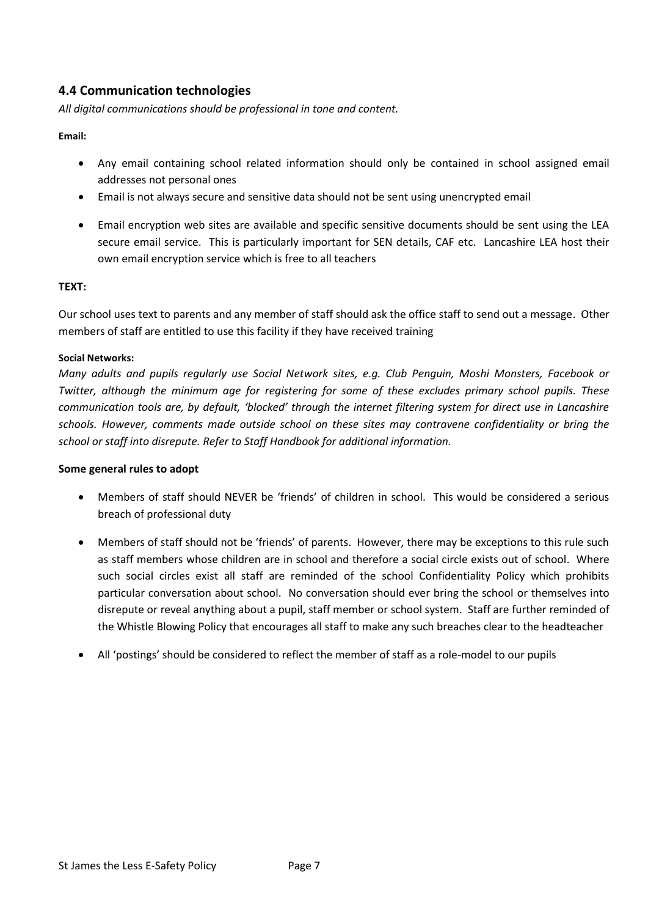## 4.4 Communication technologies

*All digital communications should be professional in tone and content.*

**Email:**

- Any email containing school related information should only be contained in school assigned email addresses not personal ones
- Email is not always secure and sensitive data should not be sent using unencrypted email
- Email encryption web sites are available and specific sensitive documents should be sent using the LEA secure email service. This is particularly important for SEN details, CAF etc. Lancashire LEA host their own email encryption service which is free to all teachers

**TEXT:**

Our school uses text to parents and any member of staff should ask the office staff to send out a message. Other members of staff are entitled to use this facility if they have received training

**Social Networks:**

*Many adults and pupils regularly use Social Network sites, e.g. Club Penguin, Moshi Monsters, Facebook or Twitter, although the minimum age for registering for some of these excludes primary school pupils. These communication tools are, by default, 'blocked' through the internet filtering system for direct use in Lancashire schools. However, comments made outside school on these sites may contravene confidentiality or bring the school or staff into disrepute. Refer to Staff Handbook for additional information.*

**Some general rules to adopt**

- Members of staff should NEVER be 'friends' of children in school. This would be considered a serious breach of professional duty
- Members of staff should not be 'friends' of parents. However, there may be exceptions to this rule such as staff members whose children are in school and therefore a social circle exists out of school. Where such social circles exist all staff are reminded of the school Confidentiality Policy which prohibits particular conversation about school. No conversation should ever bring the school or themselves into disrepute or reveal anything about a pupil, staff member or school system. Staff are further reminded of the Whistle Blowing Policy that encourages all staff to make any such breaches clear to the headteacher
- All 'postings' should be considered to reflect the member of staff as a role-model to our pupils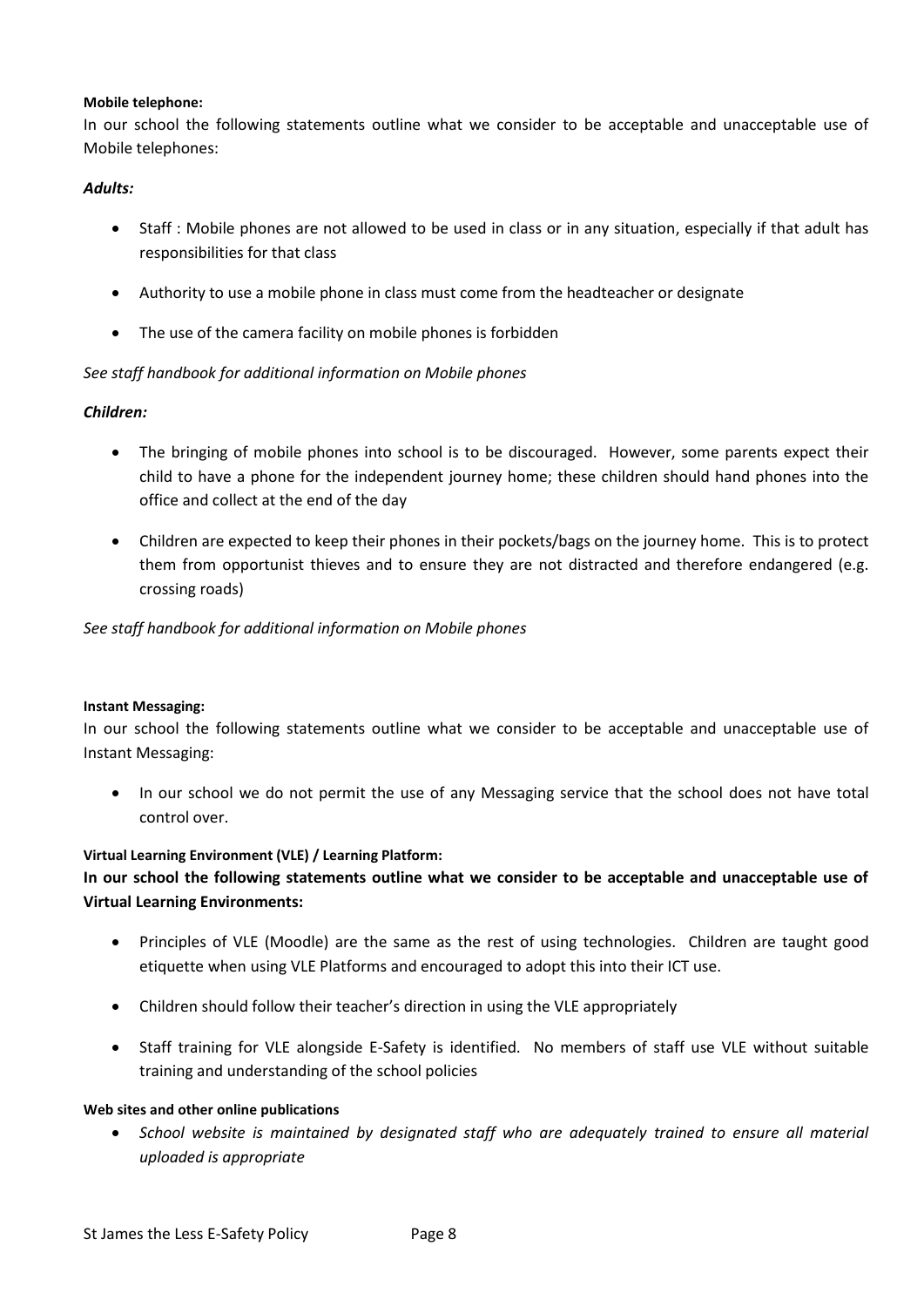**Mobile telephone:**

In our school the following statements outline what we consider to be acceptable and unacceptable use of Mobile telephones:

***Adults:***

- Staff : Mobile phones are not allowed to be used in class or in any situation, especially if that adult has responsibilities for that class
- Authority to use a mobile phone in class must come from the headteacher or designate
- The use of the camera facility on mobile phones is forbidden

*See staff handbook for additional information on Mobile phones*

***Children:***

- The bringing of mobile phones into school is to be discouraged. However, some parents expect their child to have a phone for the independent journey home; these children should hand phones into the office and collect at the end of the day
- Children are expected to keep their phones in their pockets/bags on the journey home. This is to protect them from opportunist thieves and to ensure they are not distracted and therefore endangered (e.g. crossing roads)

*See staff handbook for additional information on Mobile phones*

**Instant Messaging:**

In our school the following statements outline what we consider to be acceptable and unacceptable use of Instant Messaging:

- In our school we do not permit the use of any Messaging service that the school does not have total control over.

**Virtual Learning Environment (VLE) / Learning Platform:**

**In our school the following statements outline what we consider to be acceptable and unacceptable use of Virtual Learning Environments:**

- Principles of VLE (Moodle) are the same as the rest of using technologies. Children are taught good etiquette when using VLE Platforms and encouraged to adopt this into their ICT use.
- Children should follow their teacher's direction in using the VLE appropriately
- Staff training for VLE alongside E-Safety is identified. No members of staff use VLE without suitable training and understanding of the school policies

**Web sites and other online publications**

- *School website is maintained by designated staff who are adequately trained to ensure all material uploaded is appropriate*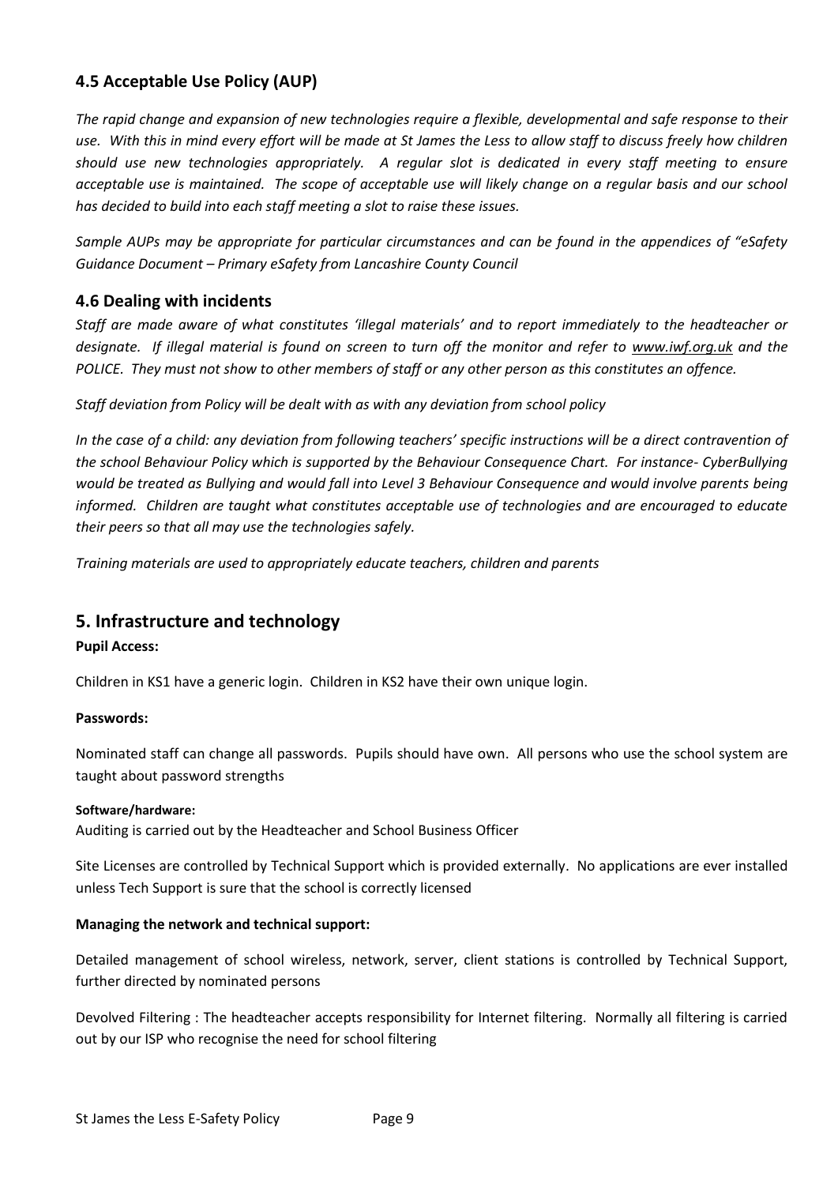## 4.5 Acceptable Use Policy (AUP)

*The rapid change and expansion of new technologies require a flexible, developmental and safe response to their use. With this in mind every effort will be made at St James the Less to allow staff to discuss freely how children should use new technologies appropriately. A regular slot is dedicated in every staff meeting to ensure acceptable use is maintained. The scope of acceptable use will likely change on a regular basis and our school has decided to build into each staff meeting a slot to raise these issues.*

*Sample AUPs may be appropriate for particular circumstances and can be found in the appendices of "eSafety Guidance Document – Primary eSafety from Lancashire County Council*

## 4.6 Dealing with incidents

*Staff are made aware of what constitutes 'illegal materials' and to report immediately to the headteacher or designate. If illegal material is found on screen to turn off the monitor and refer to www.iwf.org.uk and the POLICE. They must not show to other members of staff or any other person as this constitutes an offence.*

*Staff deviation from Policy will be dealt with as with any deviation from school policy*

*In the case of a child: any deviation from following teachers' specific instructions will be a direct contravention of the school Behaviour Policy which is supported by the Behaviour Consequence Chart. For instance- CyberBullying would be treated as Bullying and would fall into Level 3 Behaviour Consequence and would involve parents being informed. Children are taught what constitutes acceptable use of technologies and are encouraged to educate their peers so that all may use the technologies safely.*

*Training materials are used to appropriately educate teachers, children and parents*

# 5. Infrastructure and technology

**Pupil Access:**

Children in KS1 have a generic login. Children in KS2 have their own unique login.

**Passwords:**

Nominated staff can change all passwords. Pupils should have own. All persons who use the school system are taught about password strengths

**Software/hardware:**

Auditing is carried out by the Headteacher and School Business Officer

Site Licenses are controlled by Technical Support which is provided externally. No applications are ever installed unless Tech Support is sure that the school is correctly licensed

**Managing the network and technical support:**

Detailed management of school wireless, network, server, client stations is controlled by Technical Support, further directed by nominated persons

Devolved Filtering : The headteacher accepts responsibility for Internet filtering. Normally all filtering is carried out by our ISP who recognise the need for school filtering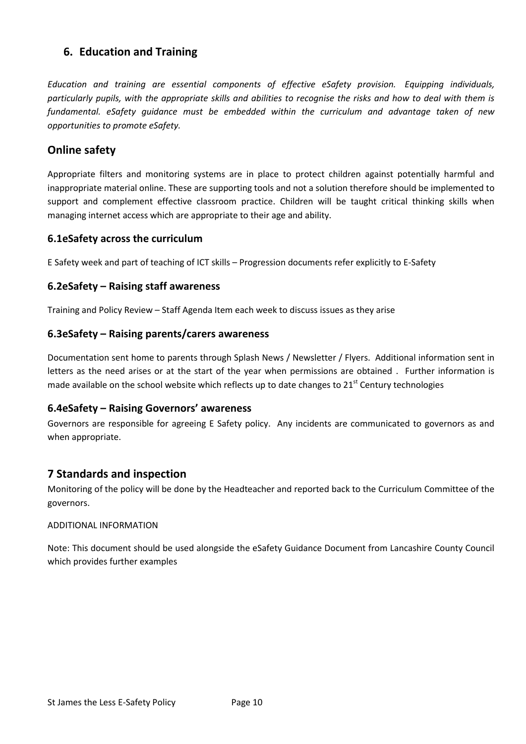## 6. Education and Training

*Education and training are essential components of effective eSafety provision. Equipping individuals, particularly pupils, with the appropriate skills and abilities to recognise the risks and how to deal with them is fundamental. eSafety guidance must be embedded within the curriculum and advantage taken of new opportunities to promote eSafety.*

## Online safety

Appropriate filters and monitoring systems are in place to protect children against potentially harmful and inappropriate material online. These are supporting tools and not a solution therefore should be implemented to support and complement effective classroom practice. Children will be taught critical thinking skills when managing internet access which are appropriate to their age and ability.

### 6.1eSafety across the curriculum

E Safety week and part of teaching of ICT skills – Progression documents refer explicitly to E-Safety

### 6.2eSafety – Raising staff awareness

Training and Policy Review – Staff Agenda Item each week to discuss issues as they arise

### 6.3eSafety – Raising parents/carers awareness

Documentation sent home to parents through Splash News / Newsletter / Flyers. Additional information sent in letters as the need arises or at the start of the year when permissions are obtained . Further information is made available on the school website which reflects up to date changes to 21st Century technologies

### 6.4eSafety – Raising Governors' awareness

Governors are responsible for agreeing E Safety policy. Any incidents are communicated to governors as and when appropriate.

## 7 Standards and inspection

Monitoring of the policy will be done by the Headteacher and reported back to the Curriculum Committee of the governors.

ADDITIONAL INFORMATION

Note: This document should be used alongside the eSafety Guidance Document from Lancashire County Council which provides further examples